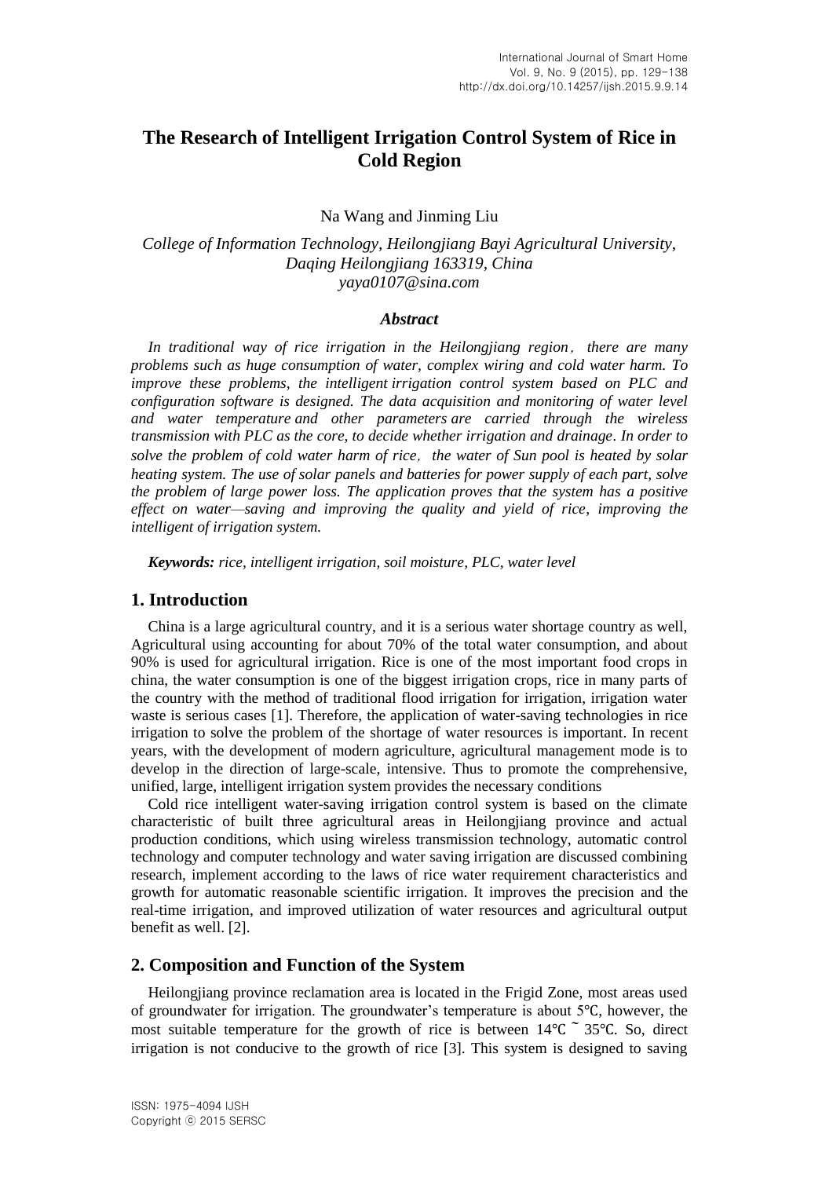# The Research of Intelligent Irrigation Control System of Rice in Cold Region

Na Wang and Jinming Liu

*College of Information Technology, Heilongjiang Bayi Agricultural University, Daqing Heilongjiang 163319, China*
*yaya0107@sina.com*

### *Abstract*

*In traditional way of rice irrigation in the Heilongjiang region, there are many problems such as huge consumption of water, complex wiring and cold water harm. To improve these problems, the intelligent irrigation control system based on PLC and configuration software is designed. The data acquisition and monitoring of water level and water temperature and other parameters are carried through the wireless transmission with PLC as the core, to decide whether irrigation and drainage. In order to solve the problem of cold water harm of rice, the water of Sun pool is heated by solar heating system. The use of solar panels and batteries for power supply of each part, solve the problem of large power loss. The application proves that the system has a positive effect on water—saving and improving the quality and yield of rice, improving the intelligent of irrigation system.*

***Keywords:*** *rice, intelligent irrigation, soil moisture, PLC, water level*

## 1. Introduction

China is a large agricultural country, and it is a serious water shortage country as well, Agricultural using accounting for about 70% of the total water consumption, and about 90% is used for agricultural irrigation. Rice is one of the most important food crops in china, the water consumption is one of the biggest irrigation crops, rice in many parts of the country with the method of traditional flood irrigation for irrigation, irrigation water waste is serious cases [1]. Therefore, the application of water-saving technologies in rice irrigation to solve the problem of the shortage of water resources is important. In recent years, with the development of modern agriculture, agricultural management mode is to develop in the direction of large-scale, intensive. Thus to promote the comprehensive, unified, large, intelligent irrigation system provides the necessary conditions

Cold rice intelligent water-saving irrigation control system is based on the climate characteristic of built three agricultural areas in Heilongjiang province and actual production conditions, which using wireless transmission technology, automatic control technology and computer technology and water saving irrigation are discussed combining research, implement according to the laws of rice water requirement characteristics and growth for automatic reasonable scientific irrigation. It improves the precision and the real-time irrigation, and improved utilization of water resources and agricultural output benefit as well. [2].

## 2. Composition and Function of the System

Heilongjiang province reclamation area is located in the Frigid Zone, most areas used of groundwater for irrigation. The groundwater's temperature is about 5℃, however, the most suitable temperature for the growth of rice is between 14℃ ~ 35℃. So, direct irrigation is not conducive to the growth of rice [3]. This system is designed to saving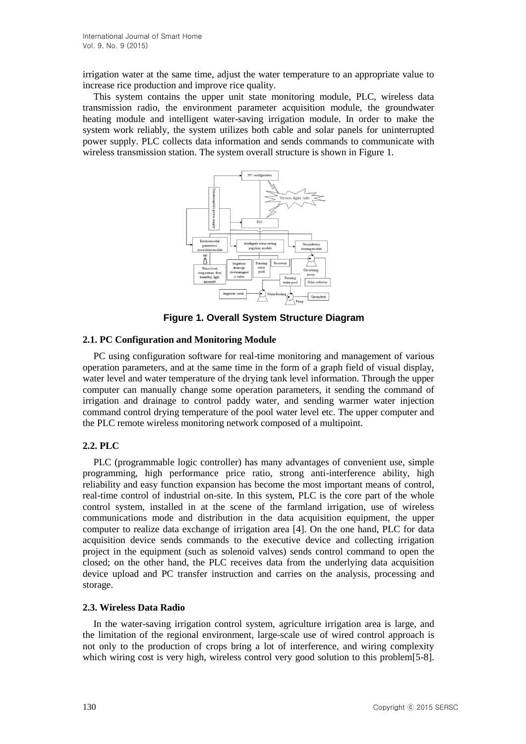irrigation water at the same time, adjust the water temperature to an appropriate value to increase rice production and improve rice quality.

This system contains the upper unit state monitoring module, PLC, wireless data transmission radio, the environment parameter acquisition module, the groundwater heating module and intelligent water-saving irrigation module. In order to make the system work reliably, the system utilizes both cable and solar panels for uninterrupted power supply. PLC collects data information and sends commands to communicate with wireless transmission station. The system overall structure is shown in Figure 1.

**Figure 1. Overall System Structure Diagram**

### 2.1. PC Configuration and Monitoring Module

PC using configuration software for real-time monitoring and management of various operation parameters, and at the same time in the form of a graph field of visual display, water level and water temperature of the drying tank level information. Through the upper computer can manually change some operation parameters, it sending the command of irrigation and drainage to control paddy water, and sending warmer water injection command control drying temperature of the pool water level etc. The upper computer and the PLC remote wireless monitoring network composed of a multipoint.

### 2.2. PLC

PLC (programmable logic controller) has many advantages of convenient use, simple programming, high performance price ratio, strong anti-interference ability, high reliability and easy function expansion has become the most important means of control, real-time control of industrial on-site. In this system, PLC is the core part of the whole control system, installed in at the scene of the farmland irrigation, use of wireless communications mode and distribution in the data acquisition equipment, the upper computer to realize data exchange of irrigation area [4]. On the one hand, PLC for data acquisition device sends commands to the executive device and collecting irrigation project in the equipment (such as solenoid valves) sends control command to open the closed; on the other hand, the PLC receives data from the underlying data acquisition device upload and PC transfer instruction and carries on the analysis, processing and storage.

### 2.3. Wireless Data Radio

In the water-saving irrigation control system, agriculture irrigation area is large, and the limitation of the regional environment, large-scale use of wired control approach is not only to the production of crops bring a lot of interference, and wiring complexity which wiring cost is very high, wireless control very good solution to this problem[5-8].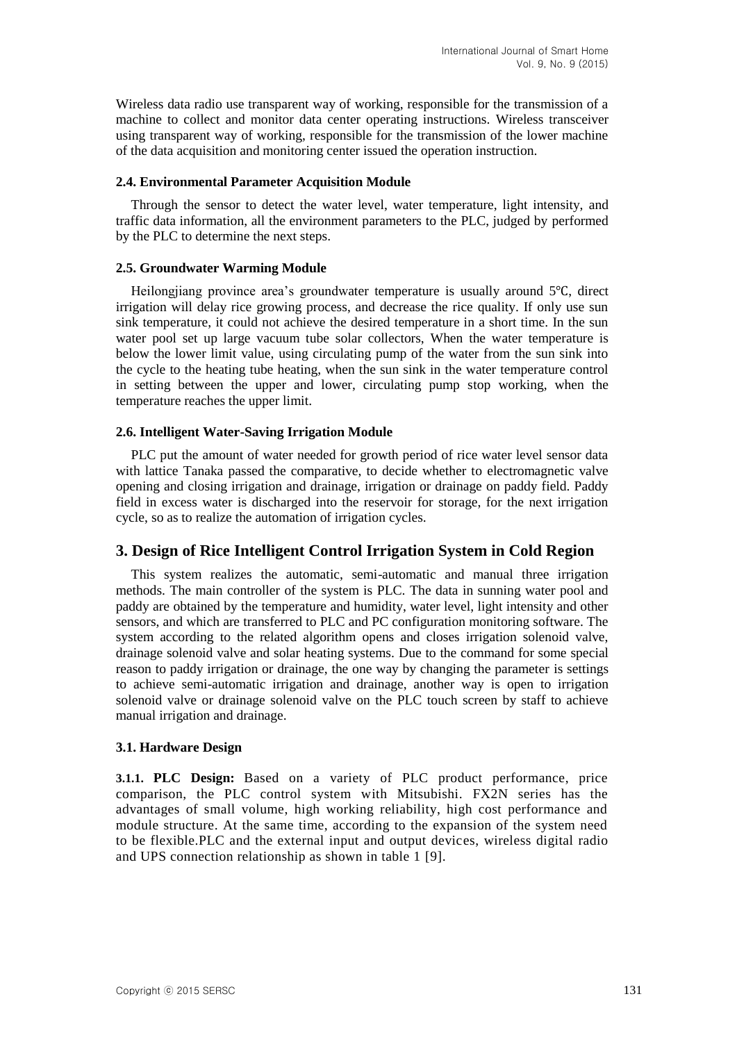Wireless data radio use transparent way of working, responsible for the transmission of a machine to collect and monitor data center operating instructions. Wireless transceiver using transparent way of working, responsible for the transmission of the lower machine of the data acquisition and monitoring center issued the operation instruction.

### 2.4. Environmental Parameter Acquisition Module

Through the sensor to detect the water level, water temperature, light intensity, and traffic data information, all the environment parameters to the PLC, judged by performed by the PLC to determine the next steps.

### 2.5. Groundwater Warming Module

Heilongjiang province area's groundwater temperature is usually around 5℃, direct irrigation will delay rice growing process, and decrease the rice quality. If only use sun sink temperature, it could not achieve the desired temperature in a short time. In the sun water pool set up large vacuum tube solar collectors, When the water temperature is below the lower limit value, using circulating pump of the water from the sun sink into the cycle to the heating tube heating, when the sun sink in the water temperature control in setting between the upper and lower, circulating pump stop working, when the temperature reaches the upper limit.

### 2.6. Intelligent Water-Saving Irrigation Module

PLC put the amount of water needed for growth period of rice water level sensor data with lattice Tanaka passed the comparative, to decide whether to electromagnetic valve opening and closing irrigation and drainage, irrigation or drainage on paddy field. Paddy field in excess water is discharged into the reservoir for storage, for the next irrigation cycle, so as to realize the automation of irrigation cycles.

## 3. Design of Rice Intelligent Control Irrigation System in Cold Region

This system realizes the automatic, semi-automatic and manual three irrigation methods. The main controller of the system is PLC. The data in sunning water pool and paddy are obtained by the temperature and humidity, water level, light intensity and other sensors, and which are transferred to PLC and PC configuration monitoring software. The system according to the related algorithm opens and closes irrigation solenoid valve, drainage solenoid valve and solar heating systems. Due to the command for some special reason to paddy irrigation or drainage, the one way by changing the parameter is settings to achieve semi-automatic irrigation and drainage, another way is open to irrigation solenoid valve or drainage solenoid valve on the PLC touch screen by staff to achieve manual irrigation and drainage.

### 3.1. Hardware Design

**3.1.1. PLC Design:** Based on a variety of PLC product performance, price comparison, the PLC control system with Mitsubishi. FX2N series has the advantages of small volume, high working reliability, high cost performance and module structure. At the same time, according to the expansion of the system need to be flexible.PLC and the external input and output devices, wireless digital radio and UPS connection relationship as shown in table 1 [9].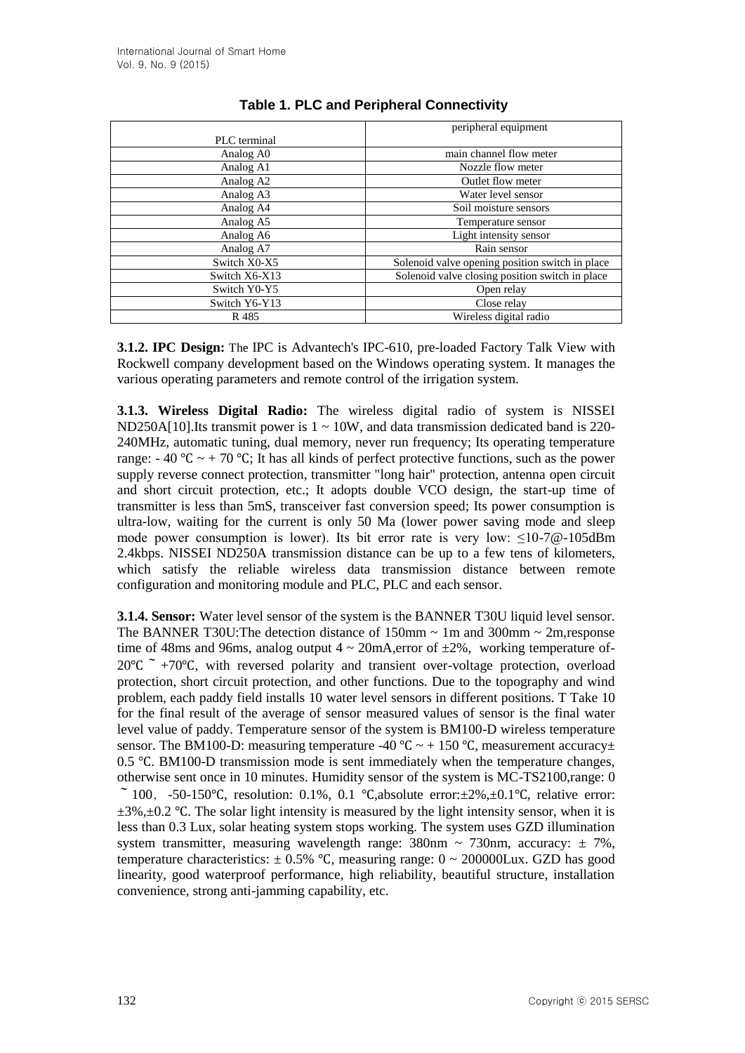**Table 1. PLC and Peripheral Connectivity**

| PLC terminal | peripheral equipment |
|---|---|
| Analog A0 | main channel flow meter |
| Analog A1 | Nozzle flow meter |
| Analog A2 | Outlet flow meter |
| Analog A3 | Water level sensor |
| Analog A4 | Soil moisture sensors |
| Analog A5 | Temperature sensor |
| Analog A6 | Light intensity sensor |
| Analog A7 | Rain sensor |
| Switch X0-X5 | Solenoid valve opening position switch in place |
| Switch X6-X13 | Solenoid valve closing position switch in place |
| Switch Y0-Y5 | Open relay |
| Switch Y6-Y13 | Close relay |
| R 485 | Wireless digital radio |

**3.1.2. IPC Design:** The IPC is Advantech's IPC-610, pre-loaded Factory Talk View with Rockwell company development based on the Windows operating system. It manages the various operating parameters and remote control of the irrigation system.

**3.1.3. Wireless Digital Radio:** The wireless digital radio of system is NISSEI ND250A[10].Its transmit power is 1 ~ 10W, and data transmission dedicated band is 220-240MHz, automatic tuning, dual memory, never run frequency; Its operating temperature range: - 40 ℃ ~ + 70 ℃; It has all kinds of perfect protective functions, such as the power supply reverse connect protection, transmitter "long hair" protection, antenna open circuit and short circuit protection, etc.; It adopts double VCO design, the start-up time of transmitter is less than 5mS, transceiver fast conversion speed; Its power consumption is ultra-low, waiting for the current is only 50 Ma (lower power saving mode and sleep mode power consumption is lower). Its bit error rate is very low: ≤10-7@-105dBm 2.4kbps. NISSEI ND250A transmission distance can be up to a few tens of kilometers, which satisfy the reliable wireless data transmission distance between remote configuration and monitoring module and PLC, PLC and each sensor.

**3.1.4. Sensor:** Water level sensor of the system is the BANNER T30U liquid level sensor. The BANNER T30U:The detection distance of 150mm ~ 1m and 300mm ~ 2m,response time of 48ms and 96ms, analog output 4 ~ 20mA,error of ±2%, working temperature of-20℃ ~ +70℃, with reversed polarity and transient over-voltage protection, overload protection, short circuit protection, and other functions. Due to the topography and wind problem, each paddy field installs 10 water level sensors in different positions. T Take 10 for the final result of the average of sensor measured values of sensor is the final water level value of paddy. Temperature sensor of the system is BM100-D wireless temperature sensor. The BM100-D: measuring temperature -40 ℃ ~ + 150 ℃, measurement accuracy± 0.5 ℃. BM100-D transmission mode is sent immediately when the temperature changes, otherwise sent once in 10 minutes. Humidity sensor of the system is MC-TS2100,range: 0 ~ 100， -50-150℃, resolution: 0.1%, 0.1 ℃,absolute error:±2%,±0.1℃, relative error: ±3%,±0.2 ℃. The solar light intensity is measured by the light intensity sensor, when it is less than 0.3 Lux, solar heating system stops working. The system uses GZD illumination system transmitter, measuring wavelength range: 380nm ~ 730nm, accuracy: ± 7%, temperature characteristics: ± 0.5% ℃, measuring range: 0 ~ 200000Lux. GZD has good linearity, good waterproof performance, high reliability, beautiful structure, installation convenience, strong anti-jamming capability, etc.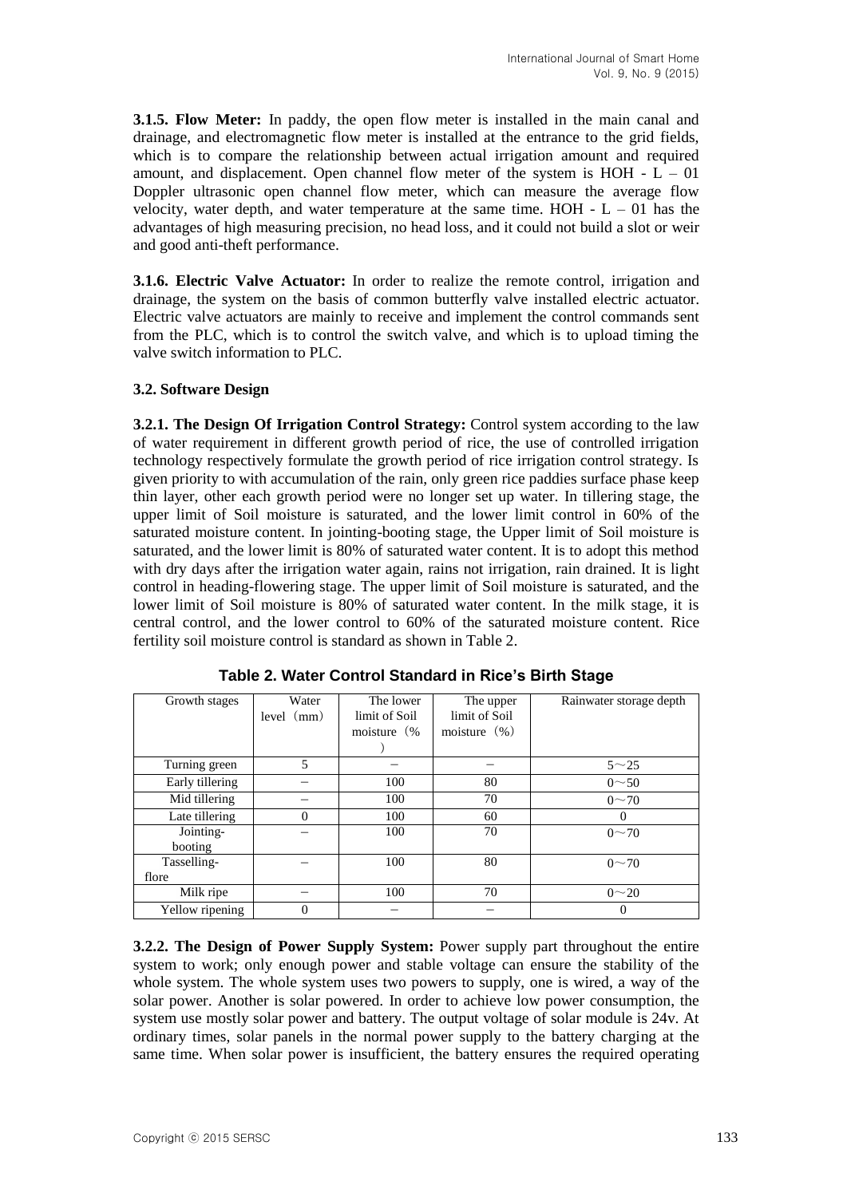**3.1.5. Flow Meter:** In paddy, the open flow meter is installed in the main canal and drainage, and electromagnetic flow meter is installed at the entrance to the grid fields, which is to compare the relationship between actual irrigation amount and required amount, and displacement. Open channel flow meter of the system is HOH - L – 01 Doppler ultrasonic open channel flow meter, which can measure the average flow velocity, water depth, and water temperature at the same time. HOH - L – 01 has the advantages of high measuring precision, no head loss, and it could not build a slot or weir and good anti-theft performance.

**3.1.6. Electric Valve Actuator:** In order to realize the remote control, irrigation and drainage, the system on the basis of common butterfly valve installed electric actuator. Electric valve actuators are mainly to receive and implement the control commands sent from the PLC, which is to control the switch valve, and which is to upload timing the valve switch information to PLC.

### 3.2. Software Design

**3.2.1. The Design Of Irrigation Control Strategy:** Control system according to the law of water requirement in different growth period of rice, the use of controlled irrigation technology respectively formulate the growth period of rice irrigation control strategy. Is given priority to with accumulation of the rain, only green rice paddies surface phase keep thin layer, other each growth period were no longer set up water. In tillering stage, the upper limit of Soil moisture is saturated, and the lower limit control in 60% of the saturated moisture content. In jointing-booting stage, the Upper limit of Soil moisture is saturated, and the lower limit is 80% of saturated water content. It is to adopt this method with dry days after the irrigation water again, rains not irrigation, rain drained. It is light control in heading-flowering stage. The upper limit of Soil moisture is saturated, and the lower limit of Soil moisture is 80% of saturated water content. In the milk stage, it is central control, and the lower control to 60% of the saturated moisture content. Rice fertility soil moisture control is standard as shown in Table 2.

**Table 2. Water Control Standard in Rice's Birth Stage**

| Growth stages | Water level（mm） | The lower limit of Soil moisture（%） | The upper limit of Soil moisture（%） | Rainwater storage depth |
|---|---|---|---|---|
| Turning green | 5 | – | – | 5～25 |
| Early tillering | – | 100 | 80 | 0～50 |
| Mid tillering | – | 100 | 70 | 0～70 |
| Late tillering | 0 | 100 | 60 | 0 |
| Jointing-booting | – | 100 | 70 | 0～70 |
| Tasselling-flore | – | 100 | 80 | 0～70 |
| Milk ripe | – | 100 | 70 | 0～20 |
| Yellow ripening | 0 | – | – | 0 |

**3.2.2. The Design of Power Supply System:** Power supply part throughout the entire system to work; only enough power and stable voltage can ensure the stability of the whole system. The whole system uses two powers to supply, one is wired, a way of the solar power. Another is solar powered. In order to achieve low power consumption, the system use mostly solar power and battery. The output voltage of solar module is 24v. At ordinary times, solar panels in the normal power supply to the battery charging at the same time. When solar power is insufficient, the battery ensures the required operating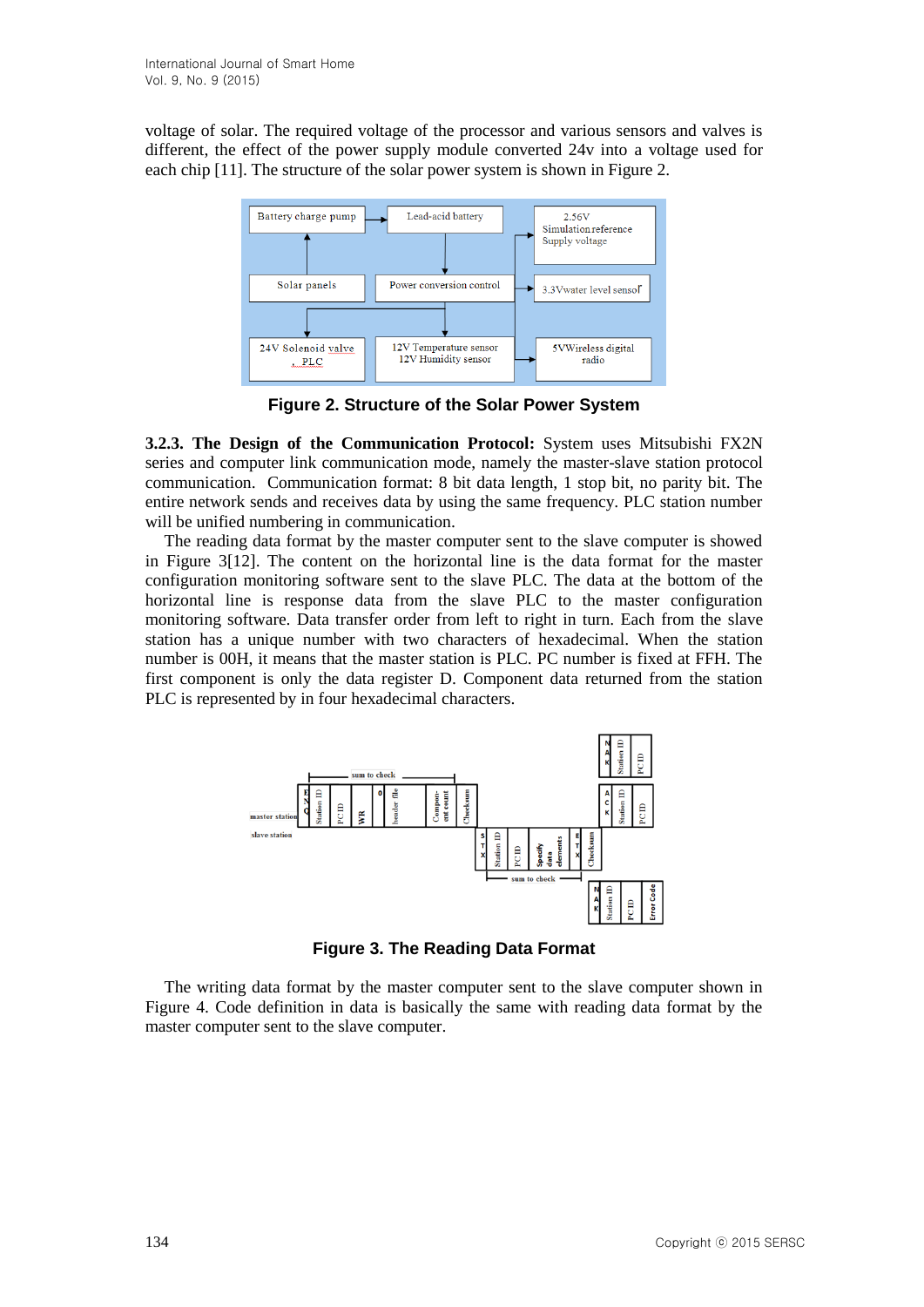voltage of solar. The required voltage of the processor and various sensors and valves is different, the effect of the power supply module converted 24v into a voltage used for each chip [11]. The structure of the solar power system is shown in Figure 2.

**Figure 2. Structure of the Solar Power System**

**3.2.3. The Design of the Communication Protocol:** System uses Mitsubishi FX2N series and computer link communication mode, namely the master-slave station protocol communication. Communication format: 8 bit data length, 1 stop bit, no parity bit. The entire network sends and receives data by using the same frequency. PLC station number will be unified numbering in communication.

The reading data format by the master computer sent to the slave computer is showed in Figure 3[12]. The content on the horizontal line is the data format for the master configuration monitoring software sent to the slave PLC. The data at the bottom of the horizontal line is response data from the slave PLC to the master configuration monitoring software. Data transfer order from left to right in turn. Each from the slave station has a unique number with two characters of hexadecimal. When the station number is 00H, it means that the master station is PLC. PC number is fixed at FFH. The first component is only the data register D. Component data returned from the station PLC is represented by in four hexadecimal characters.

**Figure 3. The Reading Data Format**

The writing data format by the master computer sent to the slave computer shown in Figure 4. Code definition in data is basically the same with reading data format by the master computer sent to the slave computer.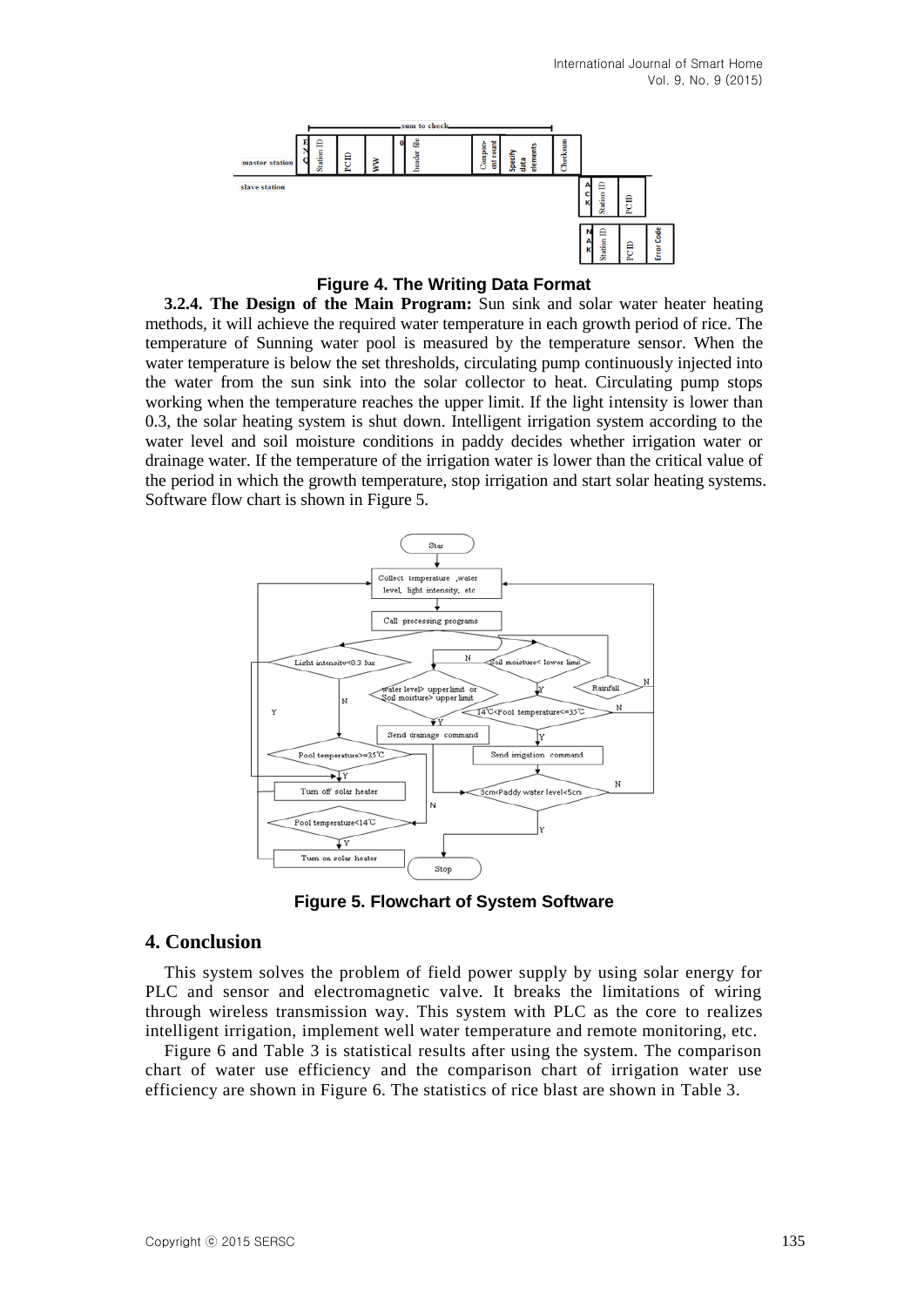**Figure 4. The Writing Data Format**

**3.2.4. The Design of the Main Program:** Sun sink and solar water heater heating methods, it will achieve the required water temperature in each growth period of rice. The temperature of Sunning water pool is measured by the temperature sensor. When the water temperature is below the set thresholds, circulating pump continuously injected into the water from the sun sink into the solar collector to heat. Circulating pump stops working when the temperature reaches the upper limit. If the light intensity is lower than 0.3, the solar heating system is shut down. Intelligent irrigation system according to the water level and soil moisture conditions in paddy decides whether irrigation water or drainage water. If the temperature of the irrigation water is lower than the critical value of the period in which the growth temperature, stop irrigation and start solar heating systems. Software flow chart is shown in Figure 5.

**Figure 5. Flowchart of System Software**

## 4. Conclusion

This system solves the problem of field power supply by using solar energy for PLC and sensor and electromagnetic valve. It breaks the limitations of wiring through wireless transmission way. This system with PLC as the core to realizes intelligent irrigation, implement well water temperature and remote monitoring, etc.

Figure 6 and Table 3 is statistical results after using the system. The comparison chart of water use efficiency and the comparison chart of irrigation water use efficiency are shown in Figure 6. The statistics of rice blast are shown in Table 3.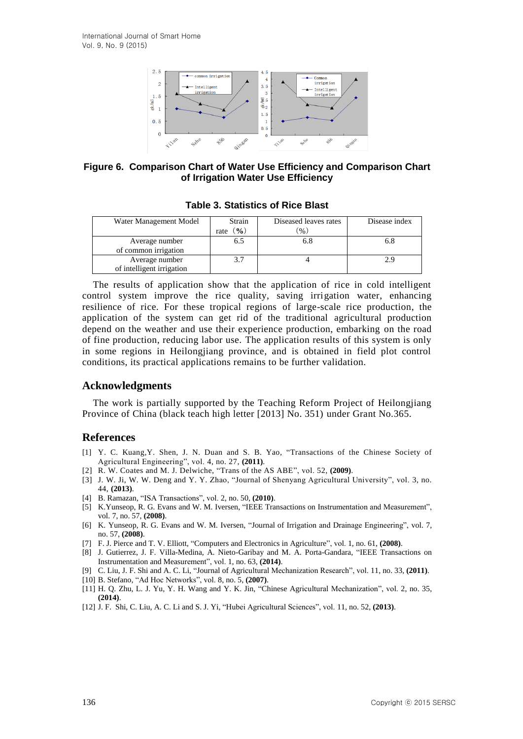**Figure 6. Comparison Chart of Water Use Efficiency and Comparison Chart of Irrigation Water Use Efficiency**

**Table 3. Statistics of Rice Blast**

| Water Management Model | Strain rate （%） | Diseased leaves rates (%) | Disease index |
| --- | --- | --- | --- |
| Average number of common irrigation | 6.5 | 6.8 | 6.8 |
| Average number of intelligent irrigation | 3.7 | 4 | 2.9 |

The results of application show that the application of rice in cold intelligent control system improve the rice quality, saving irrigation water, enhancing resilience of rice. For these tropical regions of large-scale rice production, the application of the system can get rid of the traditional agricultural production depend on the weather and use their experience production, embarking on the road of fine production, reducing labor use. The application results of this system is only in some regions in Heilongjiang province, and is obtained in field plot control conditions, its practical applications remains to be further validation.

## Acknowledgments

The work is partially supported by the Teaching Reform Project of Heilongjiang Province of China (black teach high letter [2013] No. 351) under Grant No.365.

## References

[1] Y. C. Kuang,Y. Shen, J. N. Duan and S. B. Yao, "Transactions of the Chinese Society of Agricultural Engineering", vol. 4, no. 27, **(2011)**.
[2] R. W. Coates and M. J. Delwiche, "Trans of the AS ABE", vol. 52, **(2009)**.
[3] J. W. Ji, W. W. Deng and Y. Y. Zhao, "Journal of Shenyang Agricultural University", vol. 3, no. 44, **(2013)**.
[4] B. Ramazan, "ISA Transactions", vol. 2, no. 50, **(2010)**.
[5] K.Yunseop, R. G. Evans and W. M. Iversen, "IEEE Transactions on Instrumentation and Measurement", vol. 7, no. 57, **(2008)**.
[6] K. Yunseop, R. G. Evans and W. M. Iversen, "Journal of Irrigation and Drainage Engineering", vol. 7, no. 57, **(2008)**.
[7] F. J. Pierce and T. V. Elliott, "Computers and Electronics in Agriculture", vol. 1, no. 61, **(2008)**.
[8] J. Gutierrez, J. F. Villa-Medina, A. Nieto-Garibay and M. A. Porta-Gandara, "IEEE Transactions on Instrumentation and Measurement", vol. 1, no. 63, **(2014)**.
[9] C. Liu, J. F. Shi and A. C. Li, "Journal of Agricultural Mechanization Research", vol. 11, no. 33, **(2011)**.
[10] B. Stefano, "Ad Hoc Networks", vol. 8, no. 5, **(2007)**.
[11] H. Q. Zhu, L. J. Yu, Y. H. Wang and Y. K. Jin, "Chinese Agricultural Mechanization", vol. 2, no. 35, **(2014)**.
[12] J. F. Shi, C. Liu, A. C. Li and S. J. Yi, "Hubei Agricultural Sciences", vol. 11, no. 52, **(2013)**.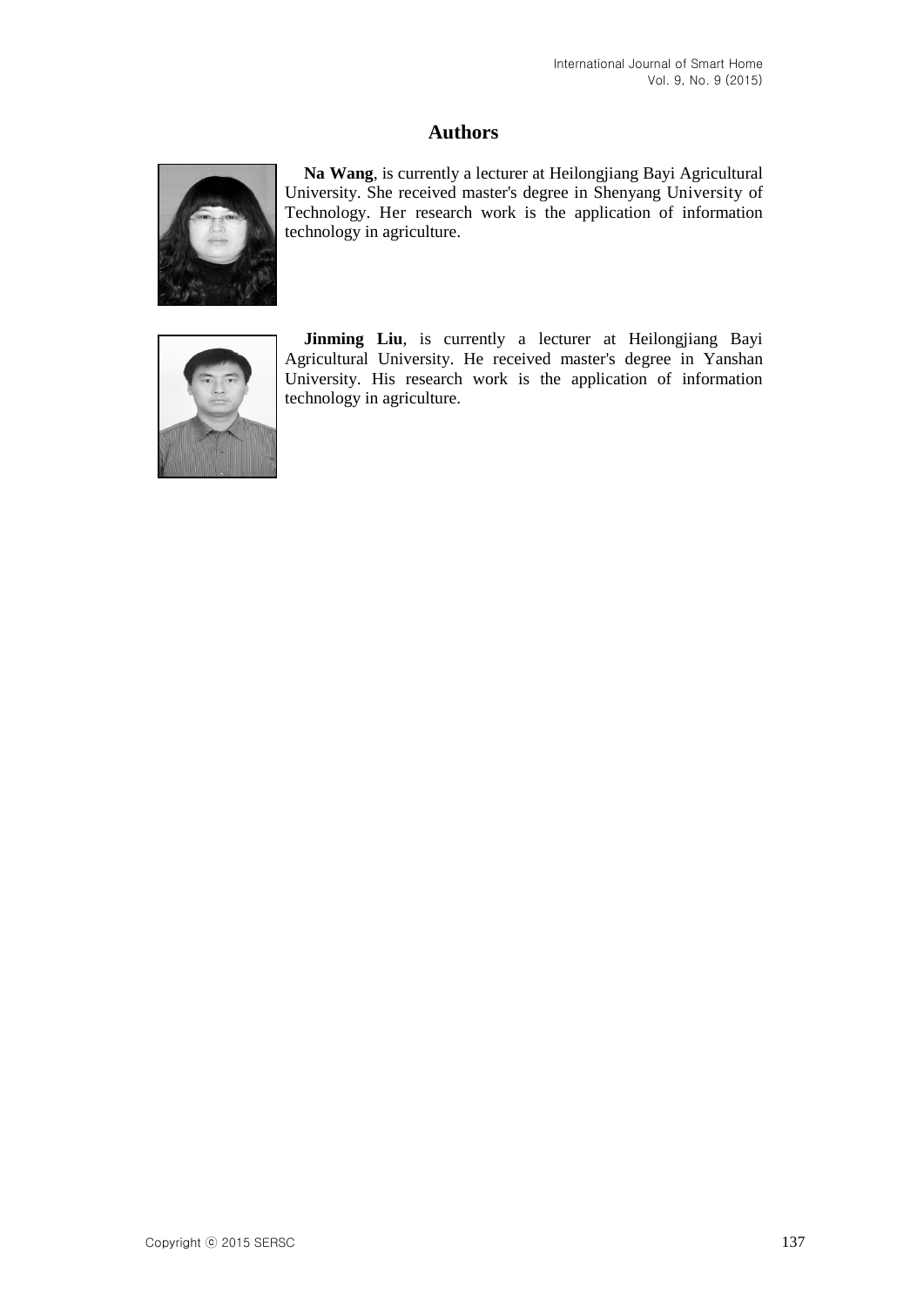## Authors

**Na Wang**, is currently a lecturer at Heilongjiang Bayi Agricultural University. She received master's degree in Shenyang University of Technology. Her research work is the application of information technology in agriculture.

**Jinming Liu**, is currently a lecturer at Heilongjiang Bayi Agricultural University. He received master's degree in Yanshan University. His research work is the application of information technology in agriculture.